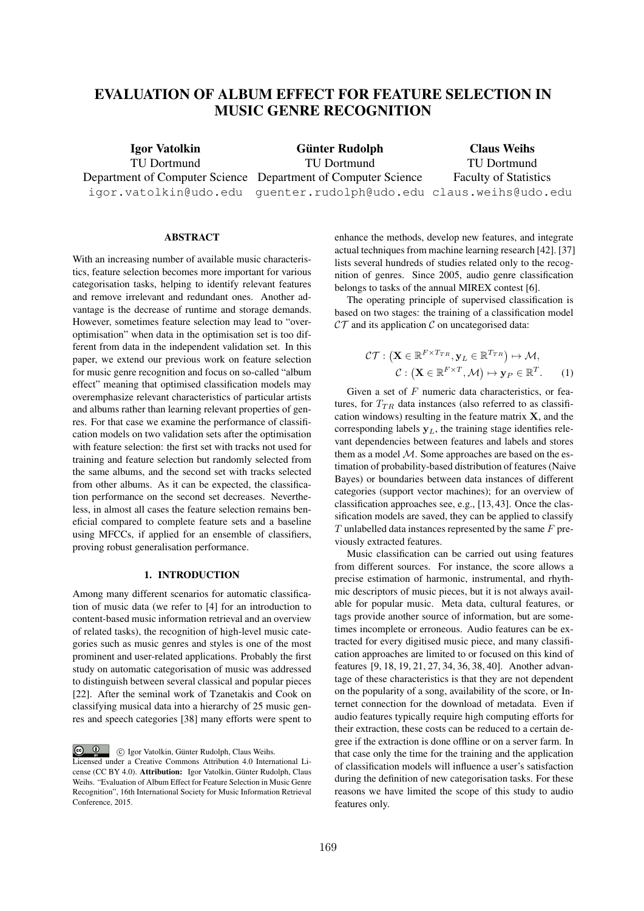# EVALUATION OF ALBUM EFFECT FOR FEATURE SELECTION IN MUSIC GENRE RECOGNITION

**Igor Vatolkin**
TU Dortmund
Department of Computer Science
igor.vatolkin@udo.edu

**Günter Rudolph**
TU Dortmund
Department of Computer Science
guenter.rudolph@udo.edu

**Claus Weihs**
TU Dortmund
Faculty of Statistics
claus.weihs@udo.edu

## ABSTRACT

With an increasing number of available music characteristics, feature selection becomes more important for various categorisation tasks, helping to identify relevant features and remove irrelevant and redundant ones. Another advantage is the decrease of runtime and storage demands. However, sometimes feature selection may lead to "over-optimisation" when data in the optimisation set is too different from data in the independent validation set. In this paper, we extend our previous work on feature selection for music genre recognition and focus on so-called "album effect" meaning that optimised classification models may overemphasize relevant characteristics of particular artists and albums rather than learning relevant properties of genres. For that case we examine the performance of classification models on two validation sets after the optimisation with feature selection: the first set with tracks not used for training and feature selection but randomly selected from the same albums, and the second set with tracks selected from other albums. As it can be expected, the classification performance on the second set decreases. Nevertheless, in almost all cases the feature selection remains beneficial compared to complete feature sets and a baseline using MFCCs, if applied for an ensemble of classifiers, proving robust generalisation performance.

## 1. INTRODUCTION

Among many different scenarios for automatic classification of music data (we refer to [4] for an introduction to content-based music information retrieval and an overview of related tasks), the recognition of high-level music categories such as music genres and styles is one of the most prominent and user-related applications. Probably the first study on automatic categorisation of music was addressed to distinguish between several classical and popular pieces [22]. After the seminal work of Tzanetakis and Cook on classifying musical data into a hierarchy of 25 music genres and speech categories [38] many efforts were spent to enhance the methods, develop new features, and integrate actual techniques from machine learning research [42]. [37] lists several hundreds of studies related only to the recognition of genres. Since 2005, audio genre classification belongs to tasks of the annual MIREX contest [6].

The operating principle of supervised classification is based on two stages: the training of a classification model $\mathcal{CT}$ and its application $\mathcal{C}$ on uncategorised data:

$$\mathcal{CT} : \left(\mathbf{X} \in \mathbb{R}^{F \times T_{TR}}, \mathbf{y}_L \in \mathbb{R}^{T_{TR}}\right) \mapsto \mathcal{M},$$
$$\mathcal{C} : \left(\mathbf{X} \in \mathbb{R}^{F \times T}, \mathcal{M}\right) \mapsto \mathbf{y}_P \in \mathbb{R}^{T}. \quad (1)$$

Given a set of $F$ numeric data characteristics, or features, for $T_{TR}$ data instances (also referred to as classification windows) resulting in the feature matrix $\mathbf{X}$, and the corresponding labels $\mathbf{y}_L$, the training stage identifies relevant dependencies between features and labels and stores them as a model $\mathcal{M}$. Some approaches are based on the estimation of probability-based distribution of features (Naive Bayes) or boundaries between data instances of different categories (support vector machines); for an overview of classification approaches see, e.g., [13, 43]. Once the classification models are saved, they can be applied to classify $T$ unlabelled data instances represented by the same $F$ previously extracted features.

Music classification can be carried out using features from different sources. For instance, the score allows a precise estimation of harmonic, instrumental, and rhythmic descriptors of music pieces, but it is not always available for popular music. Meta data, cultural features, or tags provide another source of information, but are sometimes incomplete or erroneous. Audio features can be extracted for every digitised music piece, and many classification approaches are limited to or focused on this kind of features [9, 18, 19, 21, 27, 34, 36, 38, 40]. Another advantage of these characteristics is that they are not dependent on the popularity of a song, availability of the score, or Internet connection for the download of metadata. Even if audio features typically require high computing efforts for their extraction, these costs can be reduced to a certain degree if the extraction is done offline or on a server farm. In that case only the time for the training and the application of classification models will influence a user's satisfaction during the definition of new categorisation tasks. For these reasons we have limited the scope of this study to audio features only.

© Igor Vatolkin, Günter Rudolph, Claus Weihs. Licensed under a Creative Commons Attribution 4.0 International License (CC BY 4.0). **Attribution:** Igor Vatolkin, Günter Rudolph, Claus Weihs. "Evaluation of Album Effect for Feature Selection in Music Genre Recognition", 16th International Society for Music Information Retrieval Conference, 2015.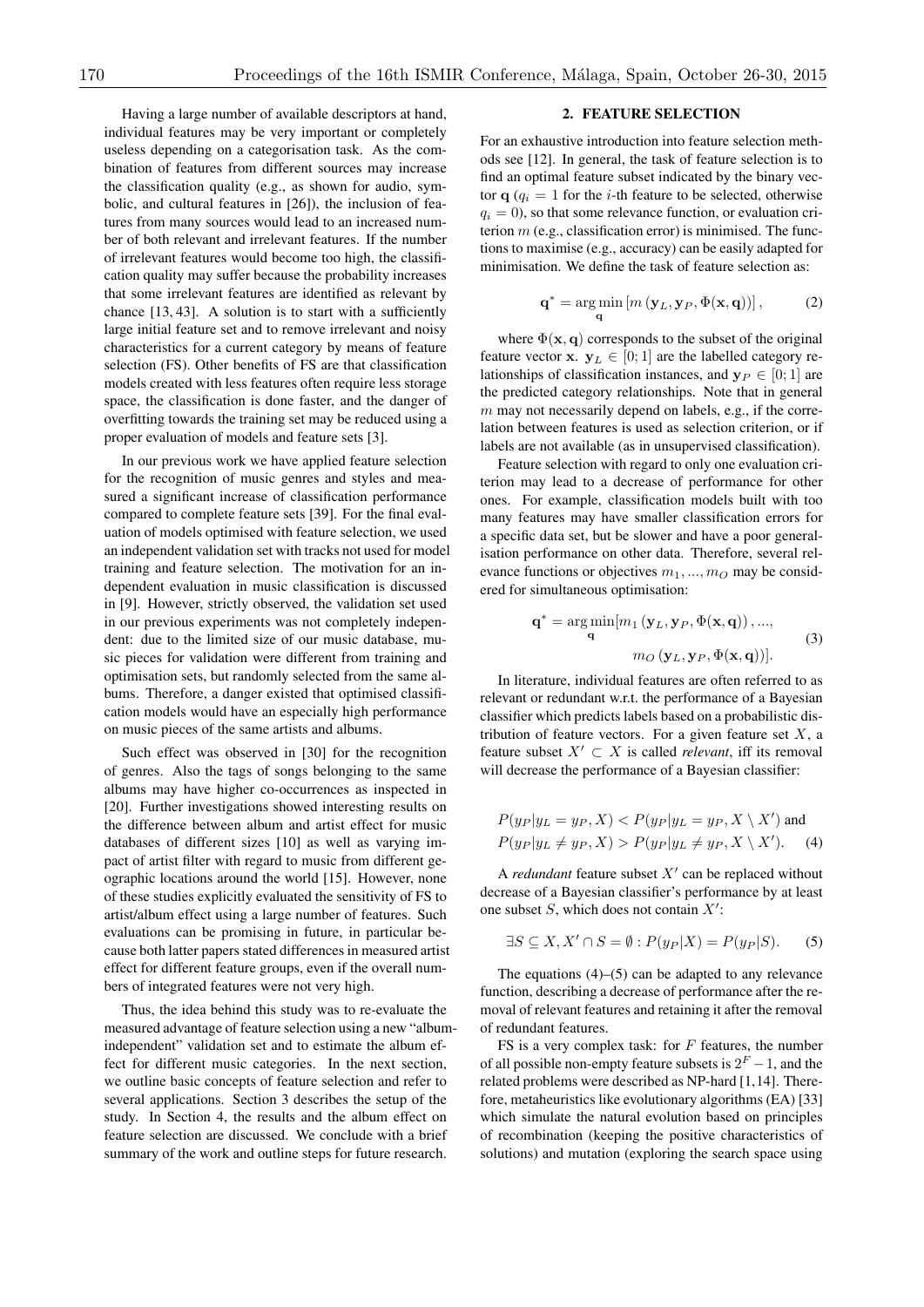Having a large number of available descriptors at hand, individual features may be very important or completely useless depending on a categorisation task. As the combination of features from different sources may increase the classification quality (e.g., as shown for audio, symbolic, and cultural features in [26]), the inclusion of features from many sources would lead to an increased number of both relevant and irrelevant features. If the number of irrelevant features would become too high, the classification quality may suffer because the probability increases that some irrelevant features are identified as relevant by chance [13, 43]. A solution is to start with a sufficiently large initial feature set and to remove irrelevant and noisy characteristics for a current category by means of feature selection (FS). Other benefits of FS are that classification models created with less features often require less storage space, the classification is done faster, and the danger of overfitting towards the training set may be reduced using a proper evaluation of models and feature sets [3].

In our previous work we have applied feature selection for the recognition of music genres and styles and measured a significant increase of classification performance compared to complete feature sets [39]. For the final evaluation of models optimised with feature selection, we used an independent validation set with tracks not used for model training and feature selection. The motivation for an independent evaluation in music classification is discussed in [9]. However, strictly observed, the validation set used in our previous experiments was not completely independent: due to the limited size of our music database, music pieces for validation were different from training and optimisation sets, but randomly selected from the same albums. Therefore, a danger existed that optimised classification models would have an especially high performance on music pieces of the same artists and albums.

Such effect was observed in [30] for the recognition of genres. Also the tags of songs belonging to the same albums may have higher co-occurrences as inspected in [20]. Further investigations showed interesting results on the difference between album and artist effect for music databases of different sizes [10] as well as varying impact of artist filter with regard to music from different geographic locations around the world [15]. However, none of these studies explicitly evaluated the sensitivity of FS to artist/album effect using a large number of features. Such evaluations can be promising in future, in particular because both latter papers stated differences in measured artist effect for different feature groups, even if the overall numbers of integrated features were not very high.

Thus, the idea behind this study was to re-evaluate the measured advantage of feature selection using a new "album-independent" validation set and to estimate the album effect for different music categories. In the next section, we outline basic concepts of feature selection and refer to several applications. Section 3 describes the setup of the study. In Section 4, the results and the album effect on feature selection are discussed. We conclude with a brief summary of the work and outline steps for future research.

## 2. FEATURE SELECTION

For an exhaustive introduction into feature selection methods see [12]. In general, the task of feature selection is to find an optimal feature subset indicated by the binary vector $\mathbf{q}$ ($q_i = 1$ for the $i$-th feature to be selected, otherwise $q_i = 0$), so that some relevance function, or evaluation criterion $m$ (e.g., classification error) is minimised. The functions to maximise (e.g., accuracy) can be easily adapted for minimisation. We define the task of feature selection as:

$$\mathbf{q}^* = \arg\min_{\mathbf{q}} \left[ m\left(\mathbf{y}_L, \mathbf{y}_P, \Phi(\mathbf{x}, \mathbf{q})\right) \right], \tag{2}$$

where $\Phi(\mathbf{x}, \mathbf{q})$ corresponds to the subset of the original feature vector $\mathbf{x}$. $\mathbf{y}_L \in [0; 1]$ are the labelled category relationships of classification instances, and $\mathbf{y}_P \in [0; 1]$ are the predicted category relationships. Note that in general $m$ may not necessarily depend on labels, e.g., if the correlation between features is used as selection criterion, or if labels are not available (as in unsupervised classification).

Feature selection with regard to only one evaluation criterion may lead to a decrease of performance for other ones. For example, classification models built with too many features may have smaller classification errors for a specific data set, but be slower and have a poor generalisation performance on other data. Therefore, several relevance functions or objectives $m_1, ..., m_O$ may be considered for simultaneous optimisation:

$$\mathbf{q}^* = \arg\min_{\mathbf{q}} [m_1\left(\mathbf{y}_L, \mathbf{y}_P, \Phi(\mathbf{x}, \mathbf{q})\right), ..., \\ m_O\left(\mathbf{y}_L, \mathbf{y}_P, \Phi(\mathbf{x}, \mathbf{q})\right)]. \tag{3}$$

In literature, individual features are often referred to as relevant or redundant w.r.t. the performance of a Bayesian classifier which predicts labels based on a probabilistic distribution of feature vectors. For a given feature set $X$, a feature subset $X' \subset X$ is called *relevant*, iff its removal will decrease the performance of a Bayesian classifier:

$$P(y_P | y_L = y_P, X) < P(y_P | y_L = y_P, X \setminus X') \text{ and} \\ P(y_P | y_L \neq y_P, X) > P(y_P | y_L \neq y_P, X \setminus X'). \tag{4}$$

A *redundant* feature subset $X'$ can be replaced without decrease of a Bayesian classifier's performance by at least one subset $S$, which does not contain $X'$:

$$\exists S \subseteq X, X' \cap S = \emptyset : P(y_P | X) = P(y_P | S). \tag{5}$$

The equations (4)–(5) can be adapted to any relevance function, describing a decrease of performance after the removal of relevant features and retaining it after the removal of redundant features.

FS is a very complex task: for $F$ features, the number of all possible non-empty feature subsets is $2^F - 1$, and the related problems were described as NP-hard [1, 14]. Therefore, metaheuristics like evolutionary algorithms (EA) [33] which simulate the natural evolution based on principles of recombination (keeping the positive characteristics of solutions) and mutation (exploring the search space using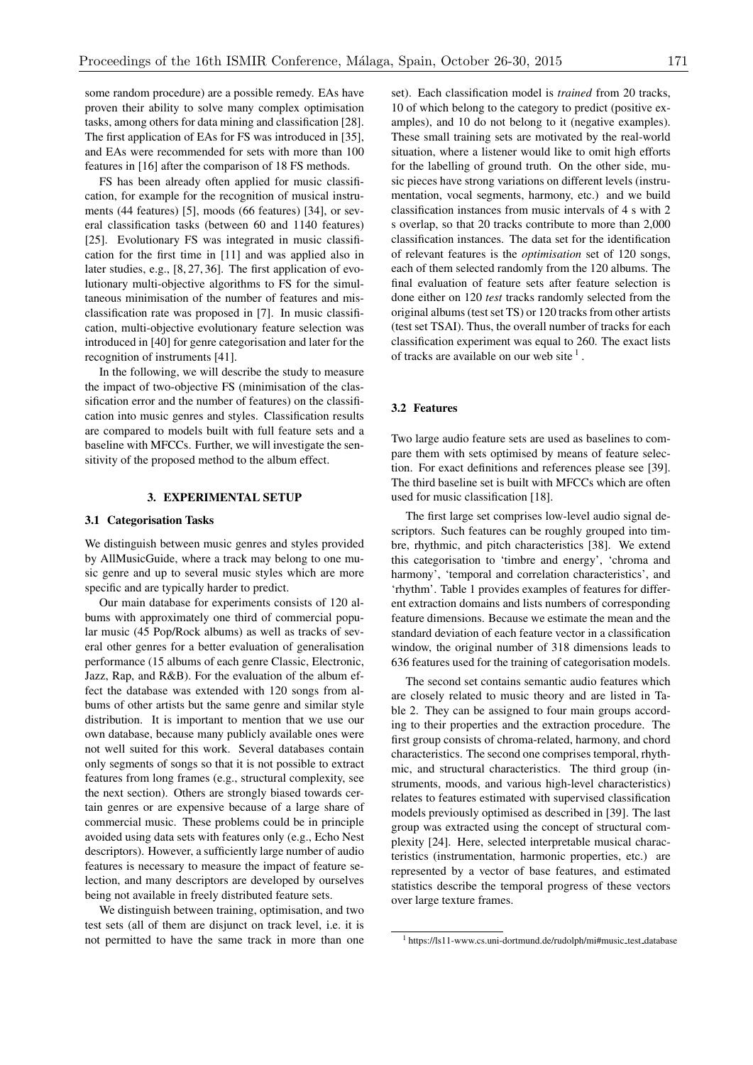some random procedure) are a possible remedy. EAs have proven their ability to solve many complex optimisation tasks, among others for data mining and classification [28]. The first application of EAs for FS was introduced in [35], and EAs were recommended for sets with more than 100 features in [16] after the comparison of 18 FS methods.

FS has been already often applied for music classification, for example for the recognition of musical instruments (44 features) [5], moods (66 features) [34], or several classification tasks (between 60 and 1140 features) [25]. Evolutionary FS was integrated in music classification for the first time in [11] and was applied also in later studies, e.g., [8, 27, 36]. The first application of evolutionary multi-objective algorithms to FS for the simultaneous minimisation of the number of features and misclassification rate was proposed in [7]. In music classification, multi-objective evolutionary feature selection was introduced in [40] for genre categorisation and later for the recognition of instruments [41].

In the following, we will describe the study to measure the impact of two-objective FS (minimisation of the classification error and the number of features) on the classification into music genres and styles. Classification results are compared to models built with full feature sets and a baseline with MFCCs. Further, we will investigate the sensitivity of the proposed method to the album effect.

## 3. EXPERIMENTAL SETUP

### 3.1 Categorisation Tasks

We distinguish between music genres and styles provided by AllMusicGuide, where a track may belong to one music genre and up to several music styles which are more specific and are typically harder to predict.

Our main database for experiments consists of 120 albums with approximately one third of commercial popular music (45 Pop/Rock albums) as well as tracks of several other genres for a better evaluation of generalisation performance (15 albums of each genre Classic, Electronic, Jazz, Rap, and R&B). For the evaluation of the album effect the database was extended with 120 songs from albums of other artists but the same genre and similar style distribution. It is important to mention that we use our own database, because many publicly available ones were not well suited for this work. Several databases contain only segments of songs so that it is not possible to extract features from long frames (e.g., structural complexity, see the next section). Others are strongly biased towards certain genres or are expensive because of a large share of commercial music. These problems could be in principle avoided using data sets with features only (e.g., Echo Nest descriptors). However, a sufficiently large number of audio features is necessary to measure the impact of feature selection, and many descriptors are developed by ourselves being not available in freely distributed feature sets.

We distinguish between training, optimisation, and two test sets (all of them are disjunct on track level, i.e. it is not permitted to have the same track in more than one set). Each classification model is *trained* from 20 tracks, 10 of which belong to the category to predict (positive examples), and 10 do not belong to it (negative examples). These small training sets are motivated by the real-world situation, where a listener would like to omit high efforts for the labelling of ground truth. On the other side, music pieces have strong variations on different levels (instrumentation, vocal segments, harmony, etc.) and we build classification instances from music intervals of 4 s with 2 s overlap, so that 20 tracks contribute to more than 2,000 classification instances. The data set for the identification of relevant features is the *optimisation* set of 120 songs, each of them selected randomly from the 120 albums. The final evaluation of feature sets after feature selection is done either on 120 *test* tracks randomly selected from the original albums (test set TS) or 120 tracks from other artists (test set TSAI). Thus, the overall number of tracks for each classification experiment was equal to 260. The exact lists of tracks are available on our web site [1].

### 3.2 Features

Two large audio feature sets are used as baselines to compare them with sets optimised by means of feature selection. For exact definitions and references please see [39]. The third baseline set is built with MFCCs which are often used for music classification [18].

The first large set comprises low-level audio signal descriptors. Such features can be roughly grouped into timbre, rhythmic, and pitch characteristics [38]. We extend this categorisation to 'timbre and energy', 'chroma and harmony', 'temporal and correlation characteristics', and 'rhythm'. Table 1 provides examples of features for different extraction domains and lists numbers of corresponding feature dimensions. Because we estimate the mean and the standard deviation of each feature vector in a classification window, the original number of 318 dimensions leads to 636 features used for the training of categorisation models.

The second set contains semantic audio features which are closely related to music theory and are listed in Table 2. They can be assigned to four main groups according to their properties and the extraction procedure. The first group consists of chroma-related, harmony, and chord characteristics. The second one comprises temporal, rhythmic, and structural characteristics. The third group (instruments, moods, and various high-level characteristics) relates to features estimated with supervised classification models previously optimised as described in [39]. The last group was extracted using the concept of structural complexity [24]. Here, selected interpretable musical characteristics (instrumentation, harmonic properties, etc.) are represented by a vector of base features, and estimated statistics describe the temporal progress of these vectors over large texture frames.

[1] https://ls11-www.cs.uni-dortmund.de/rudolph/mi#music_test_database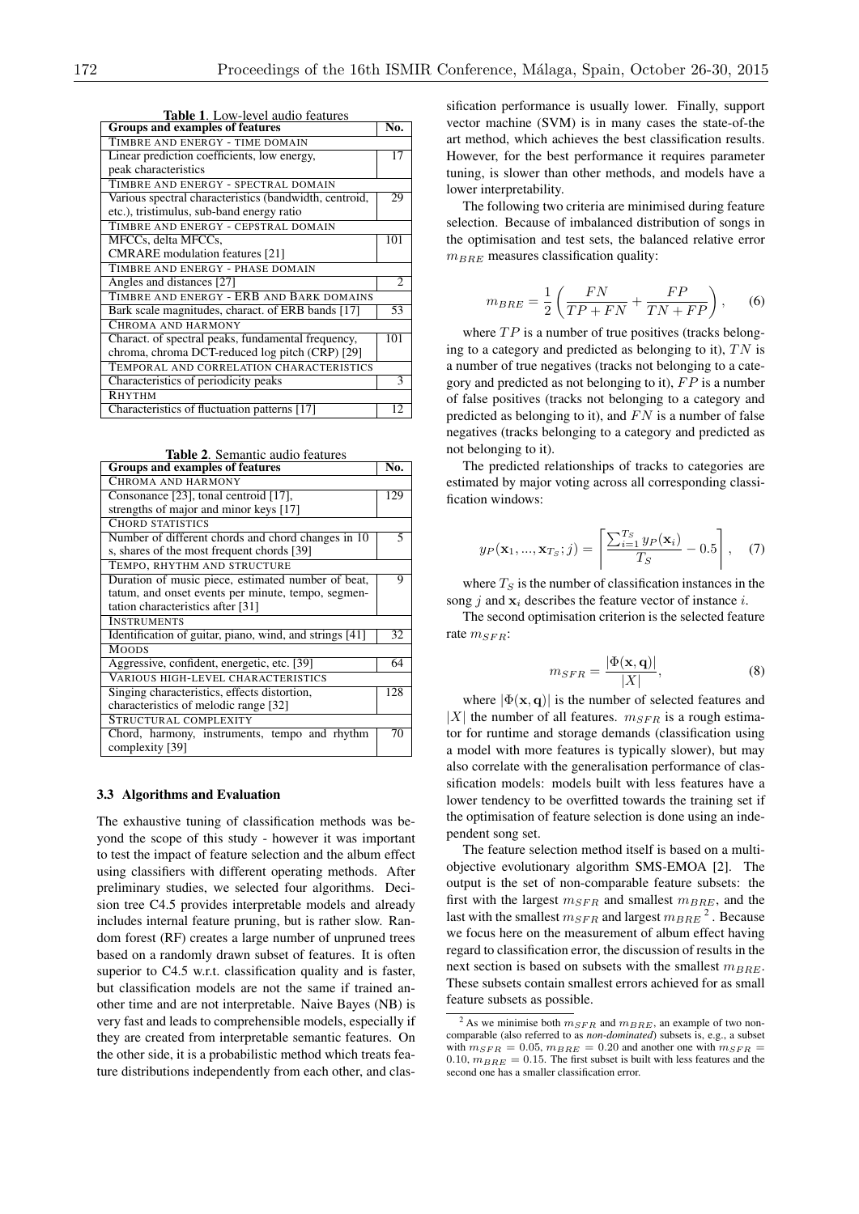**Table 1**. Low-level audio features

| Groups and examples of features | No. |
|---|---|
| TIMBRE AND ENERGY - TIME DOMAIN | |
| Linear prediction coefficients, low energy, peak characteristics | 17 |
| TIMBRE AND ENERGY - SPECTRAL DOMAIN | |
| Various spectral characteristics (bandwidth, centroid, etc.), tristimulus, sub-band energy ratio | 29 |
| TIMBRE AND ENERGY - CEPSTRAL DOMAIN | |
| MFCCs, delta MFCCs, CMRARE modulation features [21] | 101 |
| TIMBRE AND ENERGY - PHASE DOMAIN | |
| Angles and distances [27] | 2 |
| TIMBRE AND ENERGY - ERB AND BARK DOMAINS | |
| Bark scale magnitudes, charact. of ERB bands [17] | 53 |
| CHROMA AND HARMONY | |
| Charact. of spectral peaks, fundamental frequency, chroma, chroma DCT-reduced log pitch (CRP) [29] | 101 |
| TEMPORAL AND CORRELATION CHARACTERISTICS | |
| Characteristics of periodicity peaks | 3 |
| RHYTHM | |
| Characteristics of fluctuation patterns [17] | 12 |

**Table 2**. Semantic audio features

| Groups and examples of features | No. |
|---|---|
| CHROMA AND HARMONY | |
| Consonance [23], tonal centroid [17], strengths of major and minor keys [17] | 129 |
| CHORD STATISTICS | |
| Number of different chords and chord changes in 10 s, shares of the most frequent chords [39] | 5 |
| TEMPO, RHYTHM AND STRUCTURE | |
| Duration of music piece, estimated number of beat, tatum, and onset events per minute, tempo, segmentation characteristics after [31] | 9 |
| INSTRUMENTS | |
| Identification of guitar, piano, wind, and strings [41] | 32 |
| MOODS | |
| Aggressive, confident, energetic, etc. [39] | 64 |
| VARIOUS HIGH-LEVEL CHARACTERISTICS | |
| Singing characteristics, effects distortion, characteristics of melodic range [32] | 128 |
| STRUCTURAL COMPLEXITY | |
| Chord, harmony, instruments, tempo and rhythm complexity [39] | 70 |

### 3.3 Algorithms and Evaluation

The exhaustive tuning of classification methods was beyond the scope of this study - however it was important to test the impact of feature selection and the album effect using classifiers with different operating methods. After preliminary studies, we selected four algorithms. Decision tree C4.5 provides interpretable models and already includes internal feature pruning, but is rather slow. Random forest (RF) creates a large number of unpruned trees based on a randomly drawn subset of features. It is often superior to C4.5 w.r.t. classification quality and is faster, but classification models are not the same if trained another time and are not interpretable. Naive Bayes (NB) is very fast and leads to comprehensible models, especially if they are created from interpretable semantic features. On the other side, it is a probabilistic method which treats feature distributions independently from each other, and classification performance is usually lower. Finally, support vector machine (SVM) is in many cases the state-of-the art method, which achieves the best classification results. However, for the best performance it requires parameter tuning, is slower than other methods, and models have a lower interpretability.

The following two criteria are minimised during feature selection. Because of imbalanced distribution of songs in the optimisation and test sets, the balanced relative error $m_{BRE}$ measures classification quality:

$$m_{BRE} = \frac{1}{2}\left(\frac{FN}{TP+FN} + \frac{FP}{TN+FP}\right), \quad (6)$$

where $TP$ is a number of true positives (tracks belonging to a category and predicted as belonging to it), $TN$ is a number of true negatives (tracks not belonging to a category and predicted as not belonging to it), $FP$ is a number of false positives (tracks not belonging to a category and predicted as belonging to it), and $FN$ is a number of false negatives (tracks belonging to a category and predicted as not belonging to it).

The predicted relationships of tracks to categories are estimated by major voting across all corresponding classification windows:

$$y_P(\mathbf{x}_1, ..., \mathbf{x}_{T_S}; j) = \left\lceil \frac{\sum_{i=1}^{T_S} y_P(\mathbf{x}_i)}{T_S} - 0.5 \right\rceil, \quad (7)$$

where $T_S$ is the number of classification instances in the song $j$ and $\mathbf{x}_i$ describes the feature vector of instance $i$.

The second optimisation criterion is the selected feature rate $m_{SFR}$:

$$m_{SFR} = \frac{|\Phi(\mathbf{x}, \mathbf{q})|}{|X|}, \quad (8)$$

where $|\Phi(\mathbf{x}, \mathbf{q})|$ is the number of selected features and $|X|$ the number of all features. $m_{SFR}$ is a rough estimator for runtime and storage demands (classification using a model with more features is typically slower), but may also correlate with the generalisation performance of classification models: models built with less features have a lower tendency to be overfitted towards the training set if the optimisation of feature selection is done using an independent song set.

The feature selection method itself is based on a multi-objective evolutionary algorithm SMS-EMOA [2]. The output is the set of non-comparable feature subsets: the first with the largest $m_{SFR}$ and smallest $m_{BRE}$, and the last with the smallest $m_{SFR}$ and largest $m_{BRE}$ [2]. Because we focus here on the measurement of album effect having regard to classification error, the discussion of results in the next section is based on subsets with the smallest $m_{BRE}$. These subsets contain smallest errors achieved for as small feature subsets as possible.

[2] As we minimise both $m_{SFR}$ and $m_{BRE}$, an example of two non-comparable (also referred to as *non-dominated*) subsets is, e.g., a subset with $m_{SFR} = 0.05$, $m_{BRE} = 0.20$ and another one with $m_{SFR} = 0.10$, $m_{BRE} = 0.15$. The first subset is built with less features and the second one has a smaller classification error.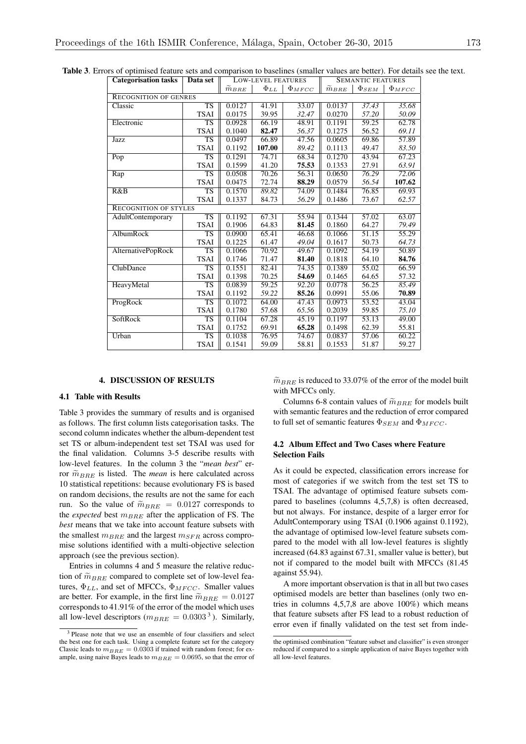**Table 3**. Errors of optimised feature sets and comparison to baselines (smaller values are better). For details see the text.

| Categorisation tasks | Data set | LOW-LEVEL FEATURES | | | SEMANTIC FEATURES | | |
|---|---|---|---|---|---|---|---|
| | | $\widetilde{m}_{BRE}$ | $\Phi_{LL}$ | $\Phi_{MFCC}$ | $\widetilde{m}_{BRE}$ | $\Phi_{SEM}$ | $\Phi_{MFCC}$ |
| RECOGNITION OF GENRES | | | | | | | |
| Classic | TS | 0.0127 | 41.91 | 33.07 | 0.0137 | *37.43* | *35.68* |
| | TSAI | 0.0175 | 39.95 | *32.47* | 0.0270 | *57.20* | *50.09* |
| Electronic | TS | 0.0928 | 66.19 | 48.91 | 0.1191 | 59.25 | 62.78 |
| | TSAI | 0.1040 | **82.47** | *56.37* | 0.1275 | 56.52 | *69.11* |
| Jazz | TS | 0.0497 | 66.89 | 47.56 | 0.0605 | 69.86 | 57.89 |
| | TSAI | 0.1192 | **107.00** | *89.42* | 0.1113 | 49.47 | *83.50* |
| Pop | TS | 0.1291 | 74.71 | 68.34 | 0.1270 | 43.94 | 67.23 |
| | TSAI | 0.1599 | 41.20 | **75.53** | 0.1353 | 27.91 | *63.91* |
| Rap | TS | 0.0508 | 70.26 | 56.31 | 0.0650 | *76.29* | *72.06* |
| | TSAI | 0.0475 | 72.74 | **88.29** | 0.0579 | *56.54* | **107.62** |
| R&B | TS | 0.1570 | *89.82* | 74.09 | 0.1484 | 76.85 | 69.93 |
| | TSAI | 0.1337 | 84.73 | *56.29* | 0.1486 | 73.67 | *62.57* |
| RECOGNITION OF STYLES | | | | | | | |
| AdultContemporary | TS | 0.1192 | 67.31 | 55.94 | 0.1344 | 57.02 | 63.07 |
| | TSAI | 0.1906 | 64.83 | **81.45** | 0.1860 | 64.27 | *79.49* |
| AlbumRock | TS | 0.0900 | 65.41 | 46.68 | 0.1066 | 51.15 | 55.29 |
| | TSAI | 0.1225 | 61.47 | *49.04* | 0.1617 | 50.73 | *64.73* |
| AlternativePopRock | TS | 0.1066 | 70.92 | 49.67 | 0.1092 | 54.19 | 50.89 |
| | TSAI | 0.1746 | 71.47 | **81.40** | 0.1818 | 64.10 | **84.76** |
| ClubDance | TS | 0.1551 | 82.41 | 74.35 | 0.1389 | 55.02 | 66.59 |
| | TSAI | 0.1398 | 70.25 | **54.69** | 0.1465 | 64.65 | 57.32 |
| HeavyMetal | TS | 0.0839 | 59.25 | *92.20* | 0.0778 | 56.25 | *85.49* |
| | TSAI | 0.1192 | *59.22* | **85.26** | 0.0991 | 55.06 | **70.89** |
| ProgRock | TS | 0.1072 | 64.00 | 47.43 | 0.0973 | 53.52 | 43.04 |
| | TSAI | 0.1780 | 57.68 | *65.56* | 0.2039 | 59.85 | *75.10* |
| SoftRock | TS | 0.1104 | 67.28 | 45.19 | 0.1197 | 53.13 | 49.00 |
| | TSAI | 0.1752 | 69.91 | **65.28** | 0.1498 | 62.39 | 55.81 |
| Urban | TS | 0.1038 | 76.95 | 74.67 | 0.0837 | 57.06 | 60.22 |
| | TSAI | 0.1541 | 59.09 | 58.81 | 0.1553 | 51.87 | 59.27 |

## 4. DISCUSSION OF RESULTS

### 4.1 Table with Results

Table 3 provides the summary of results and is organised as follows. The first column lists categorisation tasks. The second column indicates whether the album-dependent test set TS or album-independent test set TSAI was used for the final validation. Columns 3-5 describe results with low-level features. In the column 3 the "*mean best*" error $\widetilde{m}_{BRE}$ is listed. The *mean* is here calculated across 10 statistical repetitions: because evolutionary FS is based on random decisions, the results are not the same for each run. So the value of $\widetilde{m}_{BRE} = 0.0127$ corresponds to the *expected* best $m_{BRE}$ after the application of FS. The *best* means that we take into account feature subsets with the smallest $m_{BRE}$ and the largest $m_{SFR}$ across compromise solutions identified with a multi-objective selection approach (see the previous section).

Entries in columns 4 and 5 measure the relative reduction of $\widetilde{m}_{BRE}$ compared to complete set of low-level features, $\Phi_{LL}$, and set of MFCCs, $\Phi_{MFCC}$. Smaller values are better. For example, in the first line $\widetilde{m}_{BRE} = 0.0127$ corresponds to 41.91% of the error of the model which uses all low-level descriptors ($m_{BRE} = 0.0303$[3]). Similarly, $\widetilde{m}_{BRE}$ is reduced to 33.07% of the error of the model built with MFCCs only.

Columns 6-8 contain values of $\widetilde{m}_{BRE}$ for models built with semantic features and the reduction of error compared to full set of semantic features $\Phi_{SEM}$ and $\Phi_{MFCC}$.

### 4.2 Album Effect and Two Cases where Feature Selection Fails

As it could be expected, classification errors increase for most of categories if we switch from the test set TS to TSAI. The advantage of optimised feature subsets compared to baselines (columns 4,5,7,8) is often decreased, but not always. For instance, despite of a larger error for AdultContemporary using TSAI (0.1906 against 0.1192), the advantage of optimised low-level feature subsets compared to the model with all low-level features is slightly increased (64.83 against 67.31, smaller value is better), but not if compared to the model built with MFCCs (81.45 against 55.94).

A more important observation is that in all but two cases optimised models are better than baselines (only two entries in columns 4,5,7,8 are above 100%) which means that feature subsets after FS lead to a robust reduction of error even if finally validated on the test set from inde-

[3] Please note that we use an ensemble of four classifiers and select the best one for each task. Using a complete feature set for the category Classic leads to $m_{BRE} = 0.0303$ if trained with random forest; for example, using naive Bayes leads to $m_{BRE} = 0.0695$, so that the error of the optimised combination "feature subset and classifier" is even stronger reduced if compared to a simple application of naive Bayes together with all low-level features.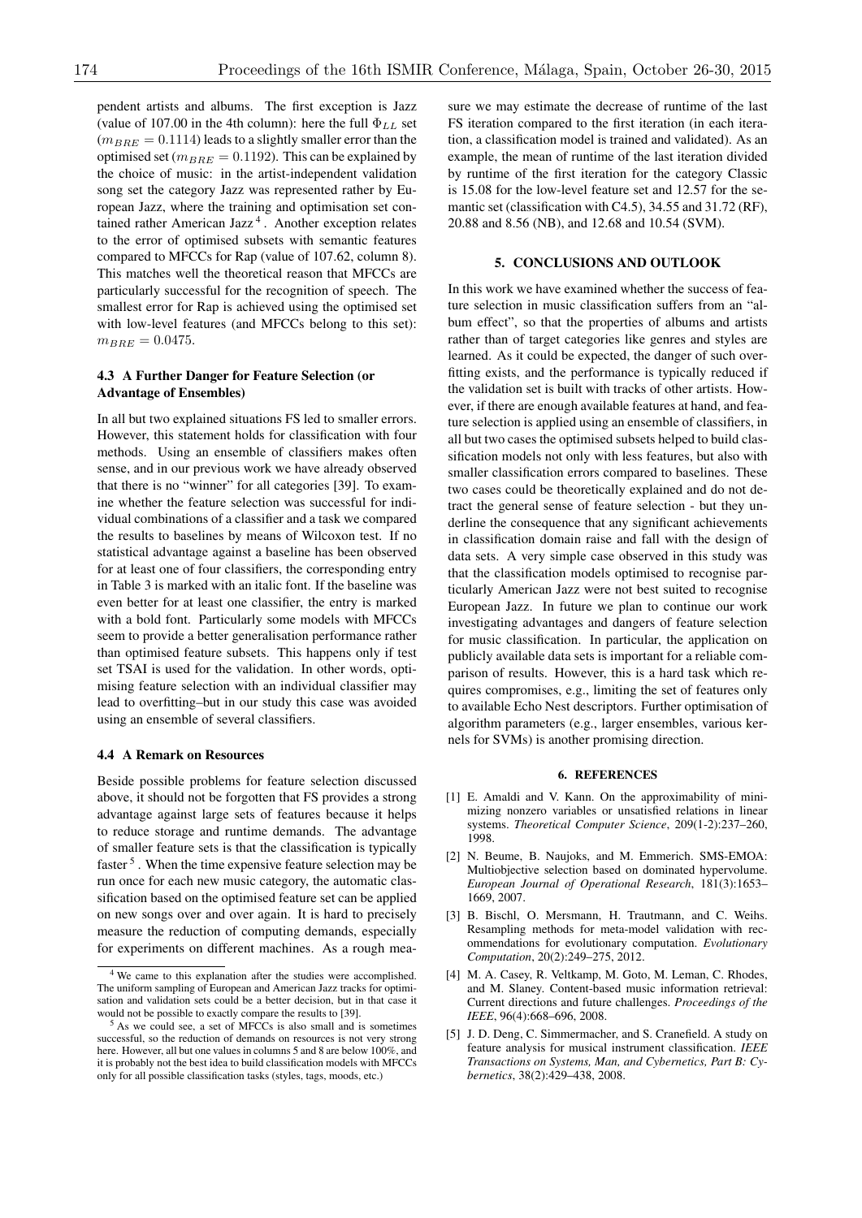pendent artists and albums. The first exception is Jazz (value of 107.00 in the 4th column): here the full $\Phi_{LL}$ set ($m_{BRE} = 0.1114$) leads to a slightly smaller error than the optimised set ($m_{BRE} = 0.1192$). This can be explained by the choice of music: in the artist-independent validation song set the category Jazz was represented rather by European Jazz, where the training and optimisation set contained rather American Jazz [4]. Another exception relates to the error of optimised subsets with semantic features compared to MFCCs for Rap (value of 107.62, column 8). This matches well the theoretical reason that MFCCs are particularly successful for the recognition of speech. The smallest error for Rap is achieved using the optimised set with low-level features (and MFCCs belong to this set): $m_{BRE} = 0.0475$.

### 4.3 A Further Danger for Feature Selection (or Advantage of Ensembles)

In all but two explained situations FS led to smaller errors. However, this statement holds for classification with four methods. Using an ensemble of classifiers makes often sense, and in our previous work we have already observed that there is no "winner" for all categories [39]. To examine whether the feature selection was successful for individual combinations of a classifier and a task we compared the results to baselines by means of Wilcoxon test. If no statistical advantage against a baseline has been observed for at least one of four classifiers, the corresponding entry in Table 3 is marked with an italic font. If the baseline was even better for at least one classifier, the entry is marked with a bold font. Particularly some models with MFCCs seem to provide a better generalisation performance rather than optimised feature subsets. This happens only if test set TSAI is used for the validation. In other words, optimising feature selection with an individual classifier may lead to overfitting–but in our study this case was avoided using an ensemble of several classifiers.

### 4.4 A Remark on Resources

Beside possible problems for feature selection discussed above, it should not be forgotten that FS provides a strong advantage against large sets of features because it helps to reduce storage and runtime demands. The advantage of smaller feature sets is that the classification is typically faster [5]. When the time expensive feature selection may be run once for each new music category, the automatic classification based on the optimised feature set can be applied on new songs over and over again. It is hard to precisely measure the reduction of computing demands, especially for experiments on different machines. As a rough measure we may estimate the decrease of runtime of the last FS iteration compared to the first iteration (in each iteration, a classification model is trained and validated). As an example, the mean of runtime of the last iteration divided by runtime of the first iteration for the category Classic is 15.08 for the low-level feature set and 12.57 for the semantic set (classification with C4.5), 34.55 and 31.72 (RF), 20.88 and 8.56 (NB), and 12.68 and 10.54 (SVM).

[4] We came to this explanation after the studies were accomplished. The uniform sampling of European and American Jazz tracks for optimisation and validation sets could be a better decision, but in that case it would not be possible to exactly compare the results to [39].

[5] As we could see, a set of MFCCs is also small and is sometimes successful, so the reduction of demands on resources is not very strong here. However, all but one values in columns 5 and 8 are below 100%, and it is probably not the best idea to build classification models with MFCCs only for all possible classification tasks (styles, tags, moods, etc.)

## 5. CONCLUSIONS AND OUTLOOK

In this work we have examined whether the success of feature selection in music classification suffers from an "album effect", so that the properties of albums and artists rather than of target categories like genres and styles are learned. As it could be expected, the danger of such overfitting exists, and the performance is typically reduced if the validation set is built with tracks of other artists. However, if there are enough available features at hand, and feature selection is applied using an ensemble of classifiers, in all but two cases the optimised subsets helped to build classification models not only with less features, but also with smaller classification errors compared to baselines. These two cases could be theoretically explained and do not detract the general sense of feature selection - but they underline the consequence that any significant achievements in classification domain raise and fall with the design of data sets. A very simple case observed in this study was that the classification models optimised to recognise particularly American Jazz were not best suited to recognise European Jazz. In future we plan to continue our work investigating advantages and dangers of feature selection for music classification. In particular, the application on publicly available data sets is important for a reliable comparison of results. However, this is a hard task which requires compromises, e.g., limiting the set of features only to available Echo Nest descriptors. Further optimisation of algorithm parameters (e.g., larger ensembles, various kernels for SVMs) is another promising direction.

## 6. REFERENCES

[1] E. Amaldi and V. Kann. On the approximability of minimizing nonzero variables or unsatisfied relations in linear systems. *Theoretical Computer Science*, 209(1-2):237–260, 1998.

[2] N. Beume, B. Naujoks, and M. Emmerich. SMS-EMOA: Multiobjective selection based on dominated hypervolume. *European Journal of Operational Research*, 181(3):1653–1669, 2007.

[3] B. Bischl, O. Mersmann, H. Trautmann, and C. Weihs. Resampling methods for meta-model validation with recommendations for evolutionary computation. *Evolutionary Computation*, 20(2):249–275, 2012.

[4] M. A. Casey, R. Veltkamp, M. Goto, M. Leman, C. Rhodes, and M. Slaney. Content-based music information retrieval: Current directions and future challenges. *Proceedings of the IEEE*, 96(4):668–696, 2008.

[5] J. D. Deng, C. Simmermacher, and S. Cranefield. A study on feature analysis for musical instrument classification. *IEEE Transactions on Systems, Man, and Cybernetics, Part B: Cybernetics*, 38(2):429–438, 2008.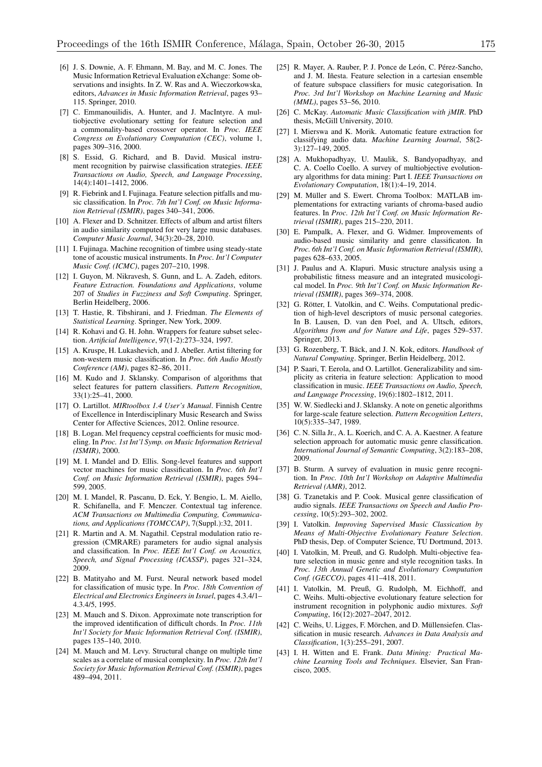[6] J. S. Downie, A. F. Ehmann, M. Bay, and M. C. Jones. The Music Information Retrieval Evaluation eXchange: Some observations and insights. In Z. W. Ras and A. Wieczorkowska, editors, *Advances in Music Information Retrieval*, pages 93–115. Springer, 2010.

[7] C. Emmanouilidis, A. Hunter, and J. MacIntyre. A multiobjective evolutionary setting for feature selection and a commonality-based crossover operator. In *Proc. IEEE Congress on Evolutionary Computation (CEC)*, volume 1, pages 309–316, 2000.

[8] S. Essid, G. Richard, and B. David. Musical instrument recognition by pairwise classification strategies. *IEEE Transactions on Audio, Speech, and Language Processing*, 14(4):1401–1412, 2006.

[9] R. Fiebrink and I. Fujinaga. Feature selection pitfalls and music classification. In *Proc. 7th Int'l Conf. on Music Information Retrieval (ISMIR)*, pages 340–341, 2006.

[10] A. Flexer and D. Schnitzer. Effects of album and artist filters in audio similarity computed for very large music databases. *Computer Music Journal*, 34(3):20–28, 2010.

[11] I. Fujinaga. Machine recognition of timbre using steady-state tone of acoustic musical instruments. In *Proc. Int'l Computer Music Conf. (ICMC)*, pages 207–210, 1998.

[12] I. Guyon, M. Nikravesh, S. Gunn, and L. A. Zadeh, editors. *Feature Extraction. Foundations and Applications*, volume 207 of *Studies in Fuzziness and Soft Computing*. Springer, Berlin Heidelberg, 2006.

[13] T. Hastie, R. Tibshirani, and J. Friedman. *The Elements of Statistical Learning*. Springer, New York, 2009.

[14] R. Kohavi and G. H. John. Wrappers for feature subset selection. *Artificial Intelligence*, 97(1-2):273–324, 1997.

[15] A. Kruspe, H. Lukashevich, and J. Abeßer. Artist filtering for non-western music classification. In *Proc. 6th Audio Mostly Conference (AM)*, pages 82–86, 2011.

[16] M. Kudo and J. Sklansky. Comparison of algorithms that select features for pattern classifiers. *Pattern Recognition*, 33(1):25–41, 2000.

[17] O. Lartillot. *MIRtoolbox 1.4 User's Manual*. Finnish Centre of Excellence in Interdisciplinary Music Research and Swiss Center for Affective Sciences, 2012. Online resource.

[18] B. Logan. Mel frequency cepstral coefficients for music modeling. In *Proc. 1st Int'l Symp. on Music Information Retrieval (ISMIR)*, 2000.

[19] M. I. Mandel and D. Ellis. Song-level features and support vector machines for music classification. In *Proc. 6th Int'l Conf. on Music Information Retrieval (ISMIR)*, pages 594–599, 2005.

[20] M. I. Mandel, R. Pascanu, D. Eck, Y. Bengio, L. M. Aiello, R. Schifanella, and F. Menczer. Contextual tag inference. *ACM Transactions on Multimedia Computing, Communications, and Applications (TOMCCAP)*, 7(Suppl.):32, 2011.

[21] R. Martin and A. M. Nagathil. Cepstral modulation ratio regression (CMRARE) parameters for audio signal analysis and classification. In *Proc. IEEE Int'l Conf. on Acoustics, Speech, and Signal Processing (ICASSP)*, pages 321–324, 2009.

[22] B. Matityaho and M. Furst. Neural network based model for classification of music type. In *Proc. 18th Convention of Electrical and Electronics Engineers in Israel*, pages 4.3.4/1–4.3.4/5, 1995.

[23] M. Mauch and S. Dixon. Approximate note transcription for the improved identification of difficult chords. In *Proc. 11th Int'l Society for Music Information Retrieval Conf. (ISMIR)*, pages 135–140, 2010.

[24] M. Mauch and M. Levy. Structural change on multiple time scales as a correlate of musical complexity. In *Proc. 12th Int'l Society for Music Information Retrieval Conf. (ISMIR)*, pages 489–494, 2011.

[25] R. Mayer, A. Rauber, P. J. Ponce de León, C. Pérez-Sancho, and J. M. Iñesta. Feature selection in a cartesian ensemble of feature subspace classifiers for music categorisation. In *Proc. 3rd Int'l Workshop on Machine Learning and Music (MML)*, pages 53–56, 2010.

[26] C. McKay. *Automatic Music Classification with jMIR*. PhD thesis, McGill University, 2010.

[27] I. Mierswa and K. Morik. Automatic feature extraction for classifying audio data. *Machine Learning Journal*, 58(2-3):127–149, 2005.

[28] A. Mukhopadhyay, U. Maulik, S. Bandyopadhyay, and C. A. Coello Coello. A survey of multiobjective evolutionary algorithms for data mining: Part I. *IEEE Transactions on Evolutionary Computation*, 18(1):4–19, 2014.

[29] M. Müller and S. Ewert. Chroma Toolbox: MATLAB implementations for extracting variants of chroma-based audio features. In *Proc. 12th Int'l Conf. on Music Information Retrieval (ISMIR)*, pages 215–220, 2011.

[30] E. Pampalk, A. Flexer, and G. Widmer. Improvements of audio-based music similarity and genre classificaton. In *Proc. 6th Int'l Conf. on Music Information Retrieval (ISMIR)*, pages 628–633, 2005.

[31] J. Paulus and A. Klapuri. Music structure analysis using a probabilistic fitness measure and an integrated musicological model. In *Proc. 9th Int'l Conf. on Music Information Retrieval (ISMIR)*, pages 369–374, 2008.

[32] G. Rötter, I. Vatolkin, and C. Weihs. Computational prediction of high-level descriptors of music personal categories. In B. Lausen, D. van den Poel, and A. Ultsch, editors, *Algorithms from and for Nature and Life*, pages 529–537. Springer, 2013.

[33] G. Rozenberg, T. Bäck, and J. N. Kok, editors. *Handbook of Natural Computing*. Springer, Berlin Heidelberg, 2012.

[34] P. Saari, T. Eerola, and O. Lartillot. Generalizability and simplicity as criteria in feature selection: Application to mood classification in music. *IEEE Transactions on Audio, Speech, and Language Processing*, 19(6):1802–1812, 2011.

[35] W. W. Siedlecki and J. Sklansky. A note on genetic algorithms for large-scale feature selection. *Pattern Recognition Letters*, 10(5):335–347, 1989.

[36] C. N. Silla Jr., A. L. Koerich, and C. A. A. Kaestner. A feature selection approach for automatic music genre classification. *International Journal of Semantic Computing*, 3(2):183–208, 2009.

[37] B. Sturm. A survey of evaluation in music genre recognition. In *Proc. 10th Int'l Workshop on Adaptive Multimedia Retrieval (AMR)*, 2012.

[38] G. Tzanetakis and P. Cook. Musical genre classification of audio signals. *IEEE Transactions on Speech and Audio Processing*, 10(5):293–302, 2002.

[39] I. Vatolkin. *Improving Supervised Music Classication by Means of Multi-Objective Evolutionary Feature Selection*. PhD thesis, Dep. of Computer Science, TU Dortmund, 2013.

[40] I. Vatolkin, M. Preuß, and G. Rudolph. Multi-objective feature selection in music genre and style recognition tasks. In *Proc. 13th Annual Genetic and Evolutionary Computation Conf. (GECCO)*, pages 411–418, 2011.

[41] I. Vatolkin, M. Preuß, G. Rudolph, M. Eichhoff, and C. Weihs. Multi-objective evolutionary feature selection for instrument recognition in polyphonic audio mixtures. *Soft Computing*, 16(12):2027–2047, 2012.

[42] C. Weihs, U. Ligges, F. Mörchen, and D. Müllensiefen. Classification in music research. *Advances in Data Analysis and Classification*, 1(3):255–291, 2007.

[43] I. H. Witten and E. Frank. *Data Mining: Practical Machine Learning Tools and Techniques*. Elsevier, San Francisco, 2005.